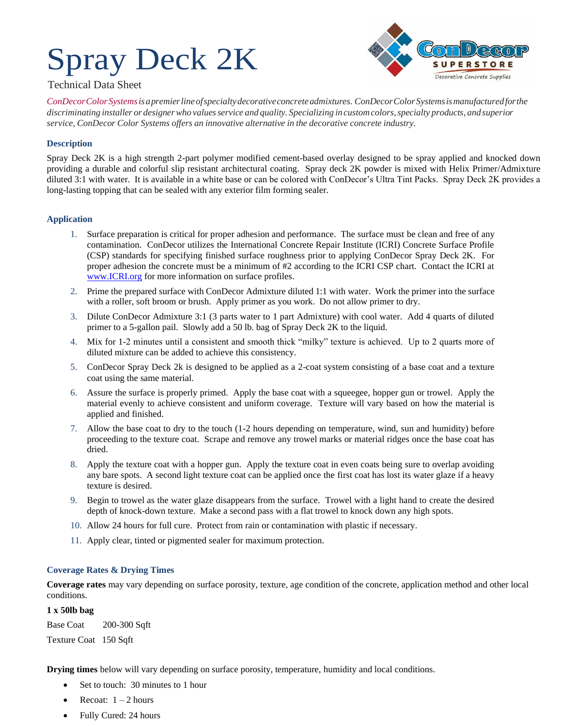# Spray Deck 2K

Technical Data Sheet

*ConDecor Color Systems is a premier line of specialty decorative concrete admixtures. ConDecor Color Systems is manufactured for the discriminating installer or designer who values service and quality. Specializing in custom colors, specialty products, and superior service, ConDecor Color Systems offers an innovative alternative in the decorative concrete industry.*

## Description

Spray Deck 2K is a high strength 2-part polymer modified cement-based overlay designed to be spray applied and knocked down providing a durable and colorful slip resistant architectural coating. Spray deck 2K powder is mixed with Helix Primer/Admixture diluted 3:1 with water. It is available in a white base or can be colored with ConDecor's Ultra Tint Packs. Spray Deck 2K provides a long-lasting topping that can be sealed with any exterior film forming sealer.

## Application

1. Surface preparation is critical for proper adhesion and performance. The surface must be clean and free of any contamination. ConDecor utilizes the International Concrete Repair Institute (ICRI) Concrete Surface Profile (CSP) standards for specifying finished surface roughness prior to applying ConDecor Spray Deck 2K. For proper adhesion the concrete must be a minimum of #2 according to the ICRI CSP chart. Contact the ICRI at www.ICRI.org for more information on surface profiles.
2. Prime the prepared surface with ConDecor Admixture diluted 1:1 with water. Work the primer into the surface with a roller, soft broom or brush. Apply primer as you work. Do not allow primer to dry.
3. Dilute ConDecor Admixture 3:1 (3 parts water to 1 part Admixture) with cool water. Add 4 quarts of diluted primer to a 5-gallon pail. Slowly add a 50 lb. bag of Spray Deck 2K to the liquid.
4. Mix for 1-2 minutes until a consistent and smooth thick "milky" texture is achieved. Up to 2 quarts more of diluted mixture can be added to achieve this consistency.
5. ConDecor Spray Deck 2k is designed to be applied as a 2-coat system consisting of a base coat and a texture coat using the same material.
6. Assure the surface is properly primed. Apply the base coat with a squeegee, hopper gun or trowel. Apply the material evenly to achieve consistent and uniform coverage. Texture will vary based on how the material is applied and finished.
7. Allow the base coat to dry to the touch (1-2 hours depending on temperature, wind, sun and humidity) before proceeding to the texture coat. Scrape and remove any trowel marks or material ridges once the base coat has dried.
8. Apply the texture coat with a hopper gun. Apply the texture coat in even coats being sure to overlap avoiding any bare spots. A second light texture coat can be applied once the first coat has lost its water glaze if a heavy texture is desired.
9. Begin to trowel as the water glaze disappears from the surface. Trowel with a light hand to create the desired depth of knock-down texture. Make a second pass with a flat trowel to knock down any high spots.
10. Allow 24 hours for full cure. Protect from rain or contamination with plastic if necessary.
11. Apply clear, tinted or pigmented sealer for maximum protection.

## Coverage Rates & Drying Times

**Coverage rates** may vary depending on surface porosity, texture, age condition of the concrete, application method and other local conditions.

**1 x 50lb bag**

Base Coat 200-300 Sqft

Texture Coat 150 Sqft

**Drying times** below will vary depending on surface porosity, temperature, humidity and local conditions.

- Set to touch: 30 minutes to 1 hour
- Recoat: 1 – 2 hours
- Fully Cured: 24 hours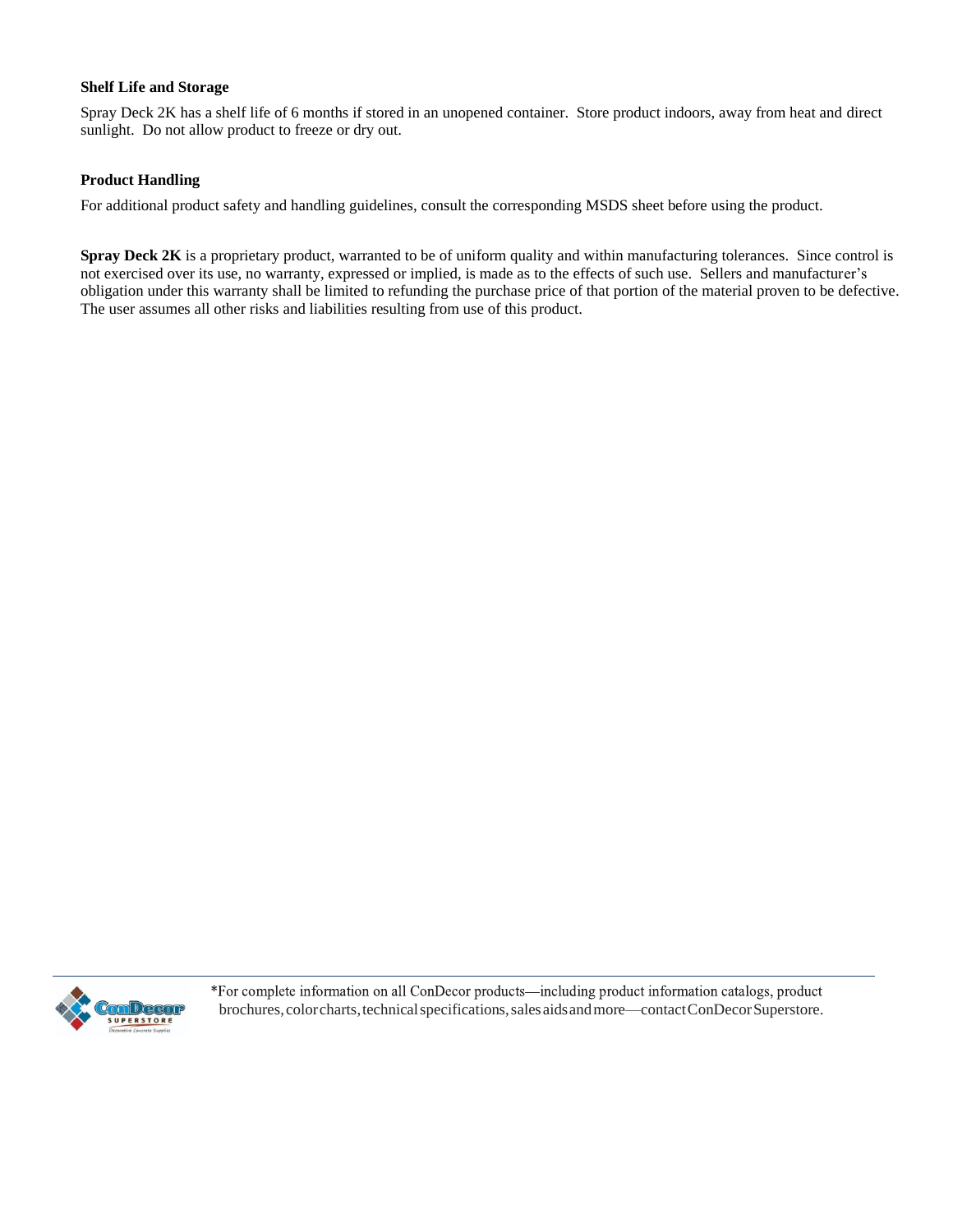**Shelf Life and Storage**

Spray Deck 2K has a shelf life of 6 months if stored in an unopened container. Store product indoors, away from heat and direct sunlight. Do not allow product to freeze or dry out.

**Product Handling**

For additional product safety and handling guidelines, consult the corresponding MSDS sheet before using the product.

**Spray Deck 2K** is a proprietary product, warranted to be of uniform quality and within manufacturing tolerances. Since control is not exercised over its use, no warranty, expressed or implied, is made as to the effects of such use. Sellers and manufacturer's obligation under this warranty shall be limited to refunding the purchase price of that portion of the material proven to be defective. The user assumes all other risks and liabilities resulting from use of this product.

*For complete information on all ConDecor products—including product information catalogs, product brochures, color charts, technical specifications, sales aids and more—contact ConDecor Superstore.